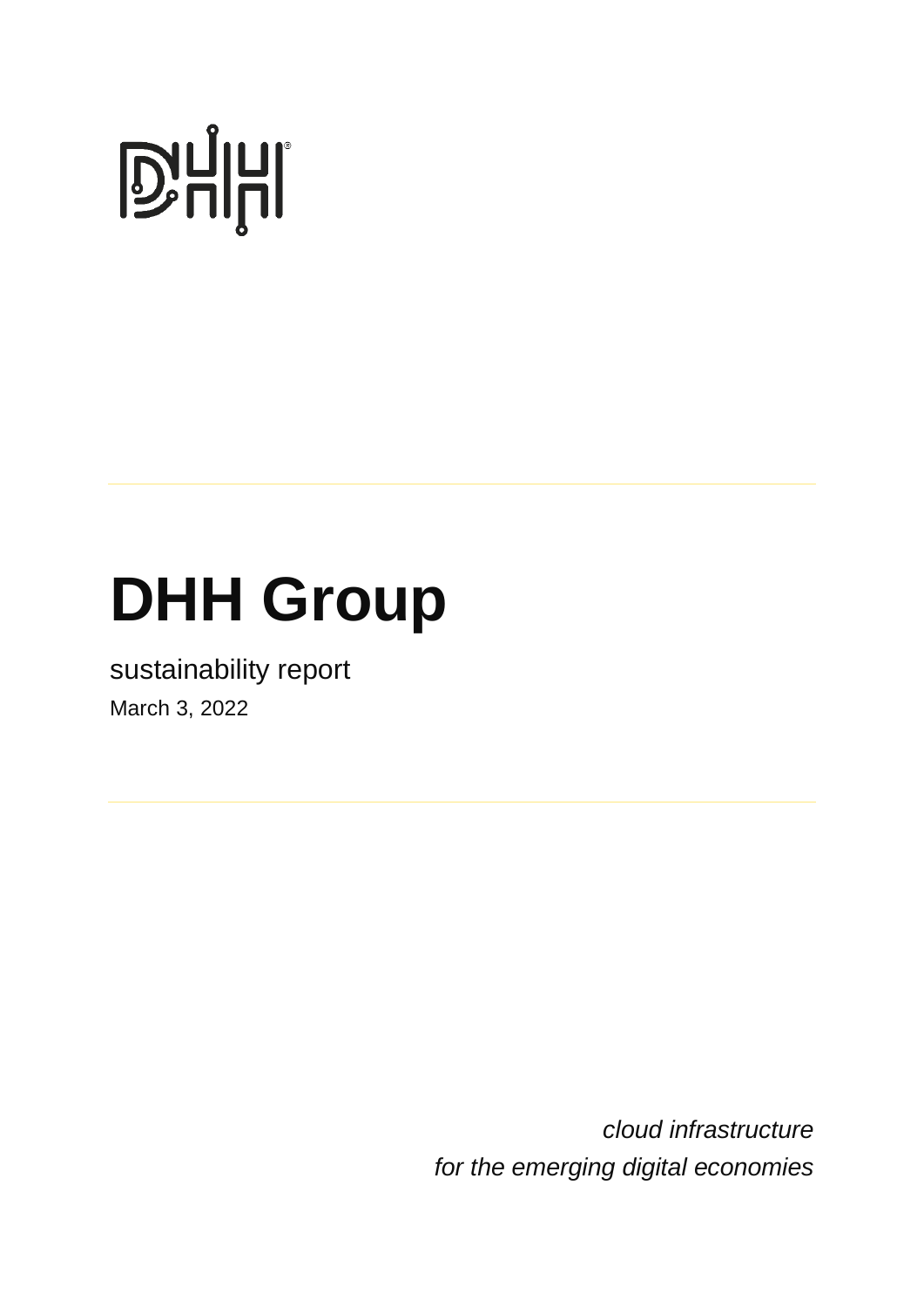# DHH Group

sustainability report

March 3, 2022

*cloud infrastructure*
*for the emerging digital economies*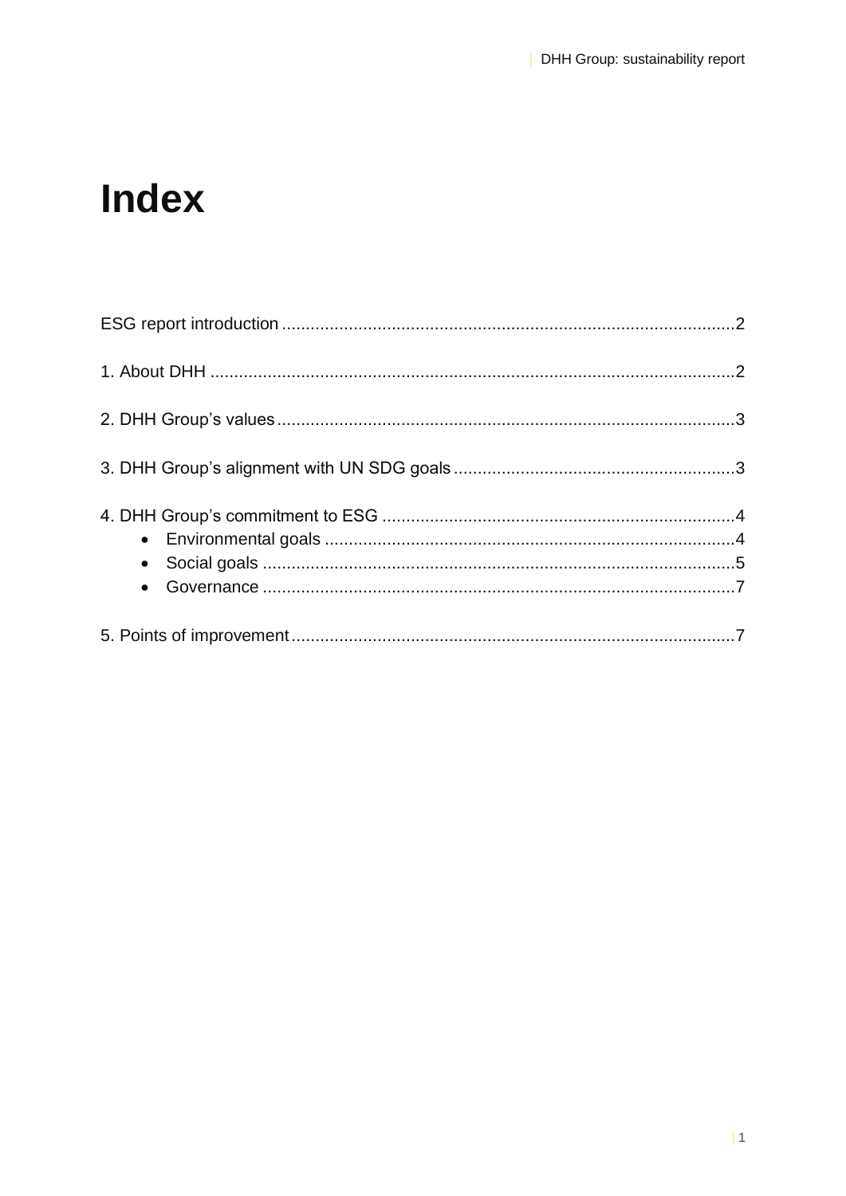# Index

ESG report introduction ........................................................................................2

1. About DHH ........................................................................................................2

2. DHH Group's values..........................................................................................3

3. DHH Group's alignment with UN SDG goals ......................................................3

4. DHH Group's commitment to ESG ......................................................................4
   - Environmental goals ......................................................................................4
   - Social goals ...................................................................................................5
   - Governance ...................................................................................................7

5. Points of improvement........................................................................................7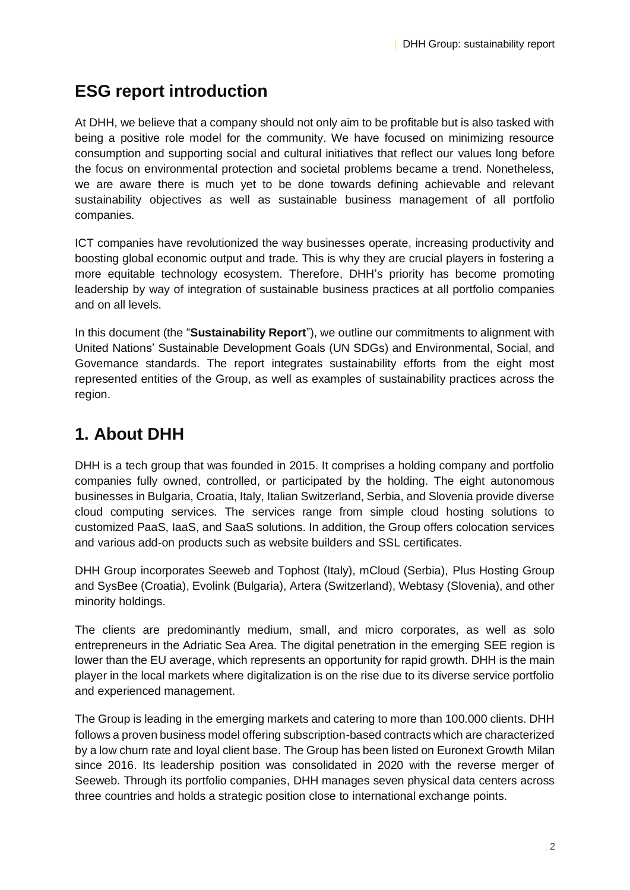## ESG report introduction

At DHH, we believe that a company should not only aim to be profitable but is also tasked with being a positive role model for the community. We have focused on minimizing resource consumption and supporting social and cultural initiatives that reflect our values long before the focus on environmental protection and societal problems became a trend. Nonetheless, we are aware there is much yet to be done towards defining achievable and relevant sustainability objectives as well as sustainable business management of all portfolio companies.

ICT companies have revolutionized the way businesses operate, increasing productivity and boosting global economic output and trade. This is why they are crucial players in fostering a more equitable technology ecosystem. Therefore, DHH's priority has become promoting leadership by way of integration of sustainable business practices at all portfolio companies and on all levels.

In this document (the "**Sustainability Report**"), we outline our commitments to alignment with United Nations' Sustainable Development Goals (UN SDGs) and Environmental, Social, and Governance standards. The report integrates sustainability efforts from the eight most represented entities of the Group, as well as examples of sustainability practices across the region.

## 1. About DHH

DHH is a tech group that was founded in 2015. It comprises a holding company and portfolio companies fully owned, controlled, or participated by the holding. The eight autonomous businesses in Bulgaria, Croatia, Italy, Italian Switzerland, Serbia, and Slovenia provide diverse cloud computing services. The services range from simple cloud hosting solutions to customized PaaS, IaaS, and SaaS solutions. In addition, the Group offers colocation services and various add-on products such as website builders and SSL certificates.

DHH Group incorporates Seeweb and Tophost (Italy), mCloud (Serbia), Plus Hosting Group and SysBee (Croatia), Evolink (Bulgaria), Artera (Switzerland), Webtasy (Slovenia), and other minority holdings.

The clients are predominantly medium, small, and micro corporates, as well as solo entrepreneurs in the Adriatic Sea Area. The digital penetration in the emerging SEE region is lower than the EU average, which represents an opportunity for rapid growth. DHH is the main player in the local markets where digitalization is on the rise due to its diverse service portfolio and experienced management.

The Group is leading in the emerging markets and catering to more than 100.000 clients. DHH follows a proven business model offering subscription-based contracts which are characterized by a low churn rate and loyal client base. The Group has been listed on Euronext Growth Milan since 2016. Its leadership position was consolidated in 2020 with the reverse merger of Seeweb. Through its portfolio companies, DHH manages seven physical data centers across three countries and holds a strategic position close to international exchange points.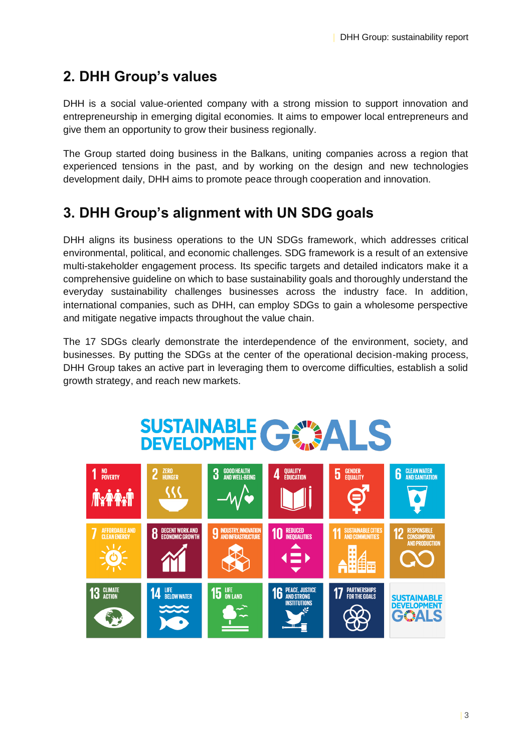## 2. DHH Group's values

DHH is a social value-oriented company with a strong mission to support innovation and entrepreneurship in emerging digital economies. It aims to empower local entrepreneurs and give them an opportunity to grow their business regionally.

The Group started doing business in the Balkans, uniting companies across a region that experienced tensions in the past, and by working on the design and new technologies development daily, DHH aims to promote peace through cooperation and innovation.

## 3. DHH Group's alignment with UN SDG goals

DHH aligns its business operations to the UN SDGs framework, which addresses critical environmental, political, and economic challenges. SDG framework is a result of an extensive multi-stakeholder engagement process. Its specific targets and detailed indicators make it a comprehensive guideline on which to base sustainability goals and thoroughly understand the everyday sustainability challenges businesses across the industry face. In addition, international companies, such as DHH, can employ SDGs to gain a wholesome perspective and mitigate negative impacts throughout the value chain.

The 17 SDGs clearly demonstrate the interdependence of the environment, society, and businesses. By putting the SDGs at the center of the operational decision-making process, DHH Group takes an active part in leveraging them to overcome difficulties, establish a solid growth strategy, and reach new markets.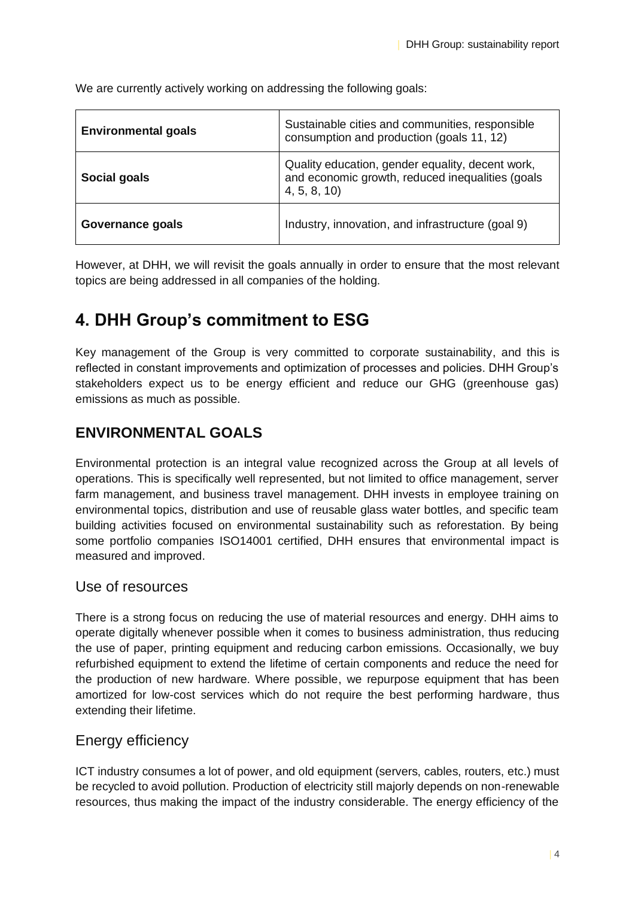We are currently actively working on addressing the following goals:

| | |
|---|---|
| **Environmental goals** | Sustainable cities and communities, responsible consumption and production (goals 11, 12) |
| **Social goals** | Quality education, gender equality, decent work, and economic growth, reduced inequalities (goals 4, 5, 8, 10) |
| **Governance goals** | Industry, innovation, and infrastructure (goal 9) |

However, at DHH, we will revisit the goals annually in order to ensure that the most relevant topics are being addressed in all companies of the holding.

# 4. DHH Group's commitment to ESG

Key management of the Group is very committed to corporate sustainability, and this is reflected in constant improvements and optimization of processes and policies. DHH Group's stakeholders expect us to be energy efficient and reduce our GHG (greenhouse gas) emissions as much as possible.

## ENVIRONMENTAL GOALS

Environmental protection is an integral value recognized across the Group at all levels of operations. This is specifically well represented, but not limited to office management, server farm management, and business travel management. DHH invests in employee training on environmental topics, distribution and use of reusable glass water bottles, and specific team building activities focused on environmental sustainability such as reforestation. By being some portfolio companies ISO14001 certified, DHH ensures that environmental impact is measured and improved.

### Use of resources

There is a strong focus on reducing the use of material resources and energy. DHH aims to operate digitally whenever possible when it comes to business administration, thus reducing the use of paper, printing equipment and reducing carbon emissions. Occasionally, we buy refurbished equipment to extend the lifetime of certain components and reduce the need for the production of new hardware. Where possible, we repurpose equipment that has been amortized for low-cost services which do not require the best performing hardware, thus extending their lifetime.

### Energy efficiency

ICT industry consumes a lot of power, and old equipment (servers, cables, routers, etc.) must be recycled to avoid pollution. Production of electricity still majorly depends on non-renewable resources, thus making the impact of the industry considerable. The energy efficiency of the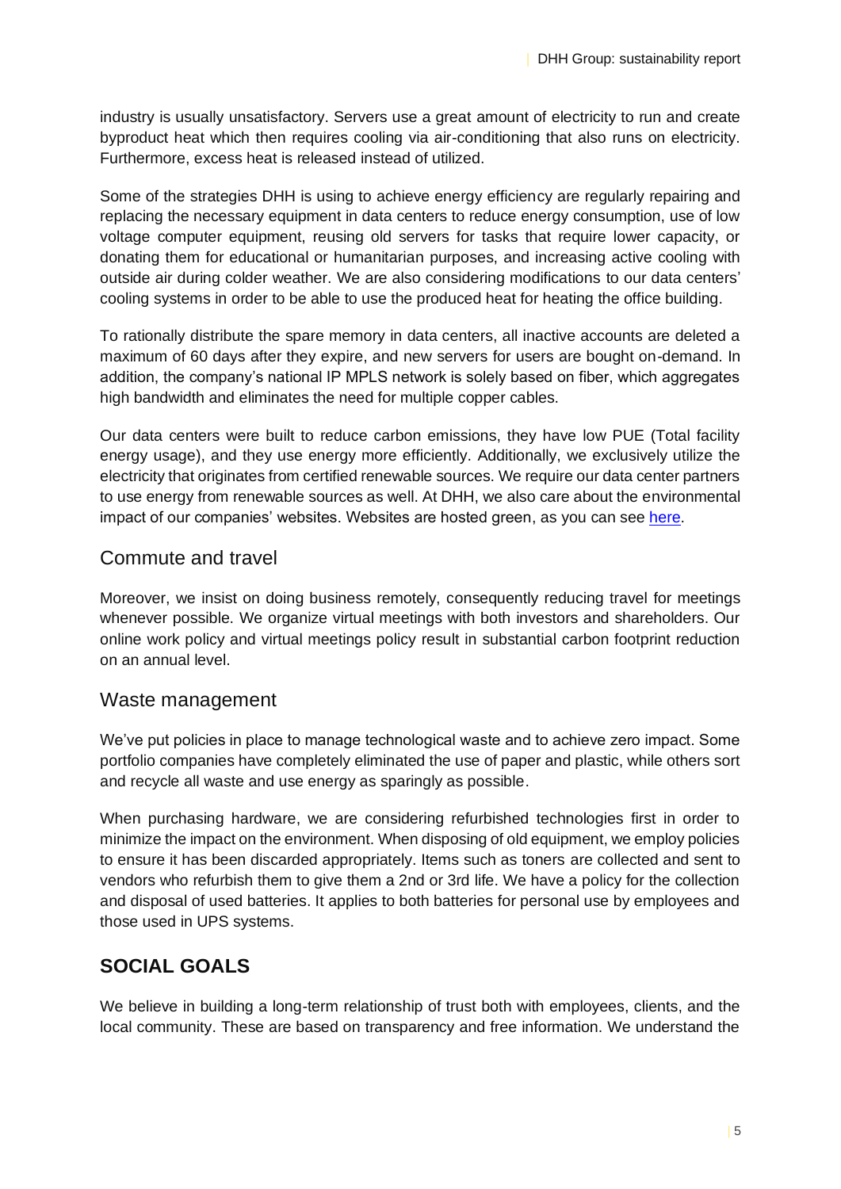industry is usually unsatisfactory. Servers use a great amount of electricity to run and create byproduct heat which then requires cooling via air-conditioning that also runs on electricity. Furthermore, excess heat is released instead of utilized.

Some of the strategies DHH is using to achieve energy efficiency are regularly repairing and replacing the necessary equipment in data centers to reduce energy consumption, use of low voltage computer equipment, reusing old servers for tasks that require lower capacity, or donating them for educational or humanitarian purposes, and increasing active cooling with outside air during colder weather. We are also considering modifications to our data centers' cooling systems in order to be able to use the produced heat for heating the office building.

To rationally distribute the spare memory in data centers, all inactive accounts are deleted a maximum of 60 days after they expire, and new servers for users are bought on-demand. In addition, the company's national IP MPLS network is solely based on fiber, which aggregates high bandwidth and eliminates the need for multiple copper cables.

Our data centers were built to reduce carbon emissions, they have low PUE (Total facility energy usage), and they use energy more efficiently. Additionally, we exclusively utilize the electricity that originates from certified renewable sources. We require our data center partners to use energy from renewable sources as well. At DHH, we also care about the environmental impact of our companies' websites. Websites are hosted green, as you can see here.

## Commute and travel

Moreover, we insist on doing business remotely, consequently reducing travel for meetings whenever possible. We organize virtual meetings with both investors and shareholders. Our online work policy and virtual meetings policy result in substantial carbon footprint reduction on an annual level.

## Waste management

We've put policies in place to manage technological waste and to achieve zero impact. Some portfolio companies have completely eliminated the use of paper and plastic, while others sort and recycle all waste and use energy as sparingly as possible.

When purchasing hardware, we are considering refurbished technologies first in order to minimize the impact on the environment. When disposing of old equipment, we employ policies to ensure it has been discarded appropriately. Items such as toners are collected and sent to vendors who refurbish them to give them a 2nd or 3rd life. We have a policy for the collection and disposal of used batteries. It applies to both batteries for personal use by employees and those used in UPS systems.

# SOCIAL GOALS

We believe in building a long-term relationship of trust both with employees, clients, and the local community. These are based on transparency and free information. We understand the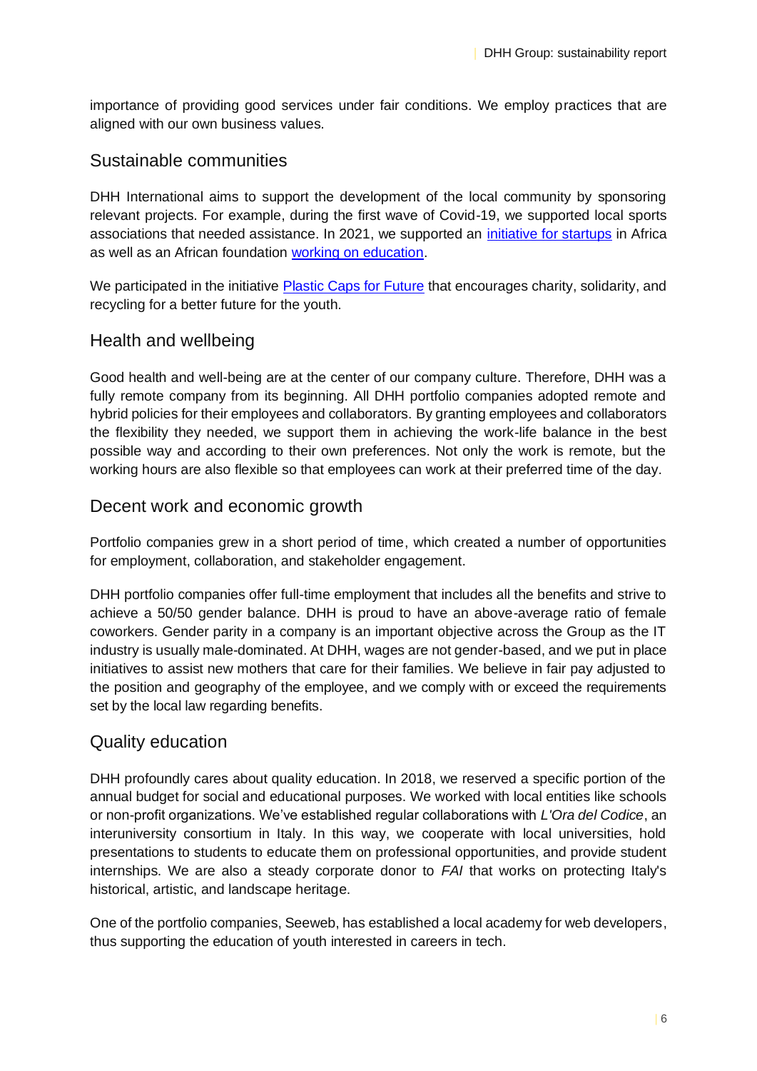importance of providing good services under fair conditions. We employ practices that are aligned with our own business values.

## Sustainable communities

DHH International aims to support the development of the local community by sponsoring relevant projects. For example, during the first wave of Covid-19, we supported local sports associations that needed assistance. In 2021, we supported an initiative for startups in Africa as well as an African foundation working on education.

We participated in the initiative Plastic Caps for Future that encourages charity, solidarity, and recycling for a better future for the youth.

## Health and wellbeing

Good health and well-being are at the center of our company culture. Therefore, DHH was a fully remote company from its beginning. All DHH portfolio companies adopted remote and hybrid policies for their employees and collaborators. By granting employees and collaborators the flexibility they needed, we support them in achieving the work-life balance in the best possible way and according to their own preferences. Not only the work is remote, but the working hours are also flexible so that employees can work at their preferred time of the day.

## Decent work and economic growth

Portfolio companies grew in a short period of time, which created a number of opportunities for employment, collaboration, and stakeholder engagement.

DHH portfolio companies offer full-time employment that includes all the benefits and strive to achieve a 50/50 gender balance. DHH is proud to have an above-average ratio of female coworkers. Gender parity in a company is an important objective across the Group as the IT industry is usually male-dominated. At DHH, wages are not gender-based, and we put in place initiatives to assist new mothers that care for their families. We believe in fair pay adjusted to the position and geography of the employee, and we comply with or exceed the requirements set by the local law regarding benefits.

## Quality education

DHH profoundly cares about quality education. In 2018, we reserved a specific portion of the annual budget for social and educational purposes. We worked with local entities like schools or non-profit organizations. We've established regular collaborations with *L'Ora del Codice*, an interuniversity consortium in Italy. In this way, we cooperate with local universities, hold presentations to students to educate them on professional opportunities, and provide student internships. We are also a steady corporate donor to *FAI* that works on protecting Italy's historical, artistic, and landscape heritage.

One of the portfolio companies, Seeweb, has established a local academy for web developers, thus supporting the education of youth interested in careers in tech.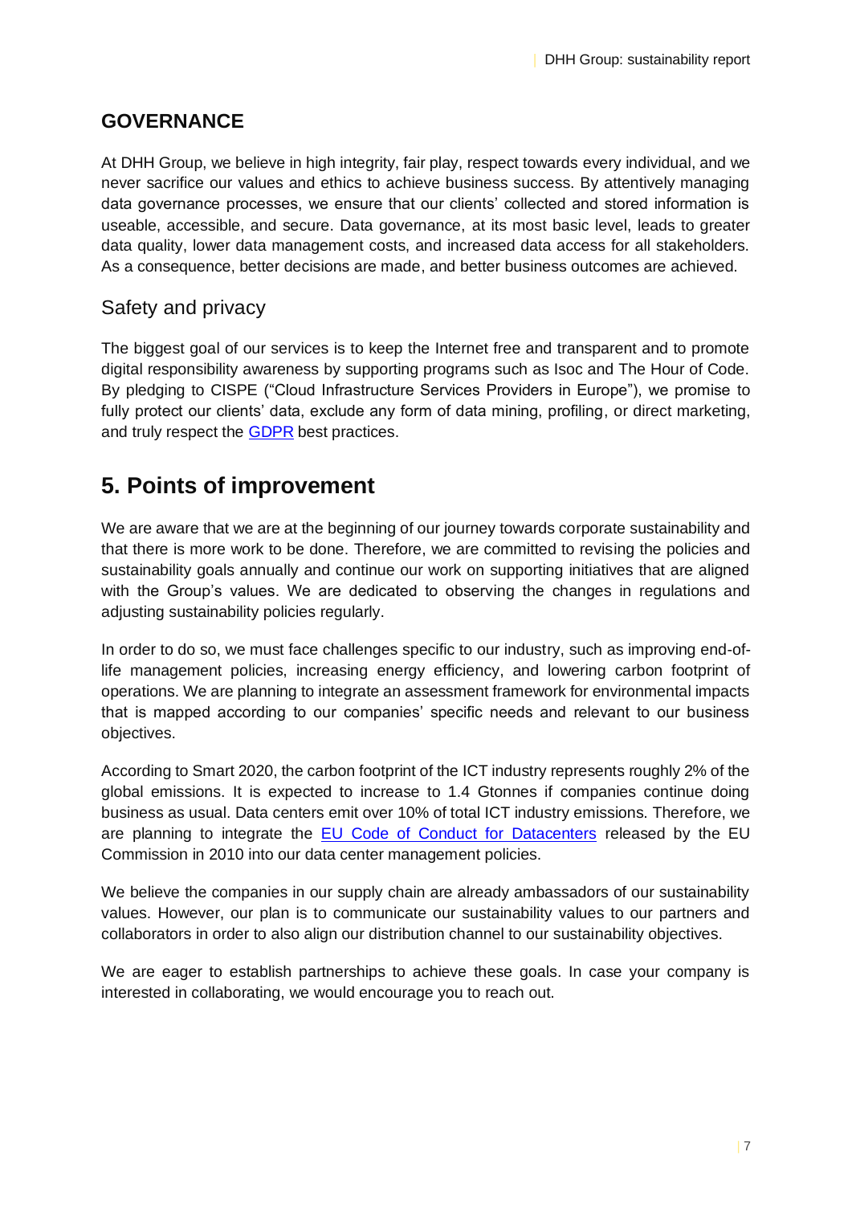## GOVERNANCE

At DHH Group, we believe in high integrity, fair play, respect towards every individual, and we never sacrifice our values and ethics to achieve business success. By attentively managing data governance processes, we ensure that our clients' collected and stored information is useable, accessible, and secure. Data governance, at its most basic level, leads to greater data quality, lower data management costs, and increased data access for all stakeholders. As a consequence, better decisions are made, and better business outcomes are achieved.

### Safety and privacy

The biggest goal of our services is to keep the Internet free and transparent and to promote digital responsibility awareness by supporting programs such as Isoc and The Hour of Code. By pledging to CISPE ("Cloud Infrastructure Services Providers in Europe"), we promise to fully protect our clients' data, exclude any form of data mining, profiling, or direct marketing, and truly respect the GDPR best practices.

# 5. Points of improvement

We are aware that we are at the beginning of our journey towards corporate sustainability and that there is more work to be done. Therefore, we are committed to revising the policies and sustainability goals annually and continue our work on supporting initiatives that are aligned with the Group's values. We are dedicated to observing the changes in regulations and adjusting sustainability policies regularly.

In order to do so, we must face challenges specific to our industry, such as improving end-of-life management policies, increasing energy efficiency, and lowering carbon footprint of operations. We are planning to integrate an assessment framework for environmental impacts that is mapped according to our companies' specific needs and relevant to our business objectives.

According to Smart 2020, the carbon footprint of the ICT industry represents roughly 2% of the global emissions. It is expected to increase to 1.4 Gtonnes if companies continue doing business as usual. Data centers emit over 10% of total ICT industry emissions. Therefore, we are planning to integrate the EU Code of Conduct for Datacenters released by the EU Commission in 2010 into our data center management policies.

We believe the companies in our supply chain are already ambassadors of our sustainability values. However, our plan is to communicate our sustainability values to our partners and collaborators in order to also align our distribution channel to our sustainability objectives.

We are eager to establish partnerships to achieve these goals. In case your company is interested in collaborating, we would encourage you to reach out.